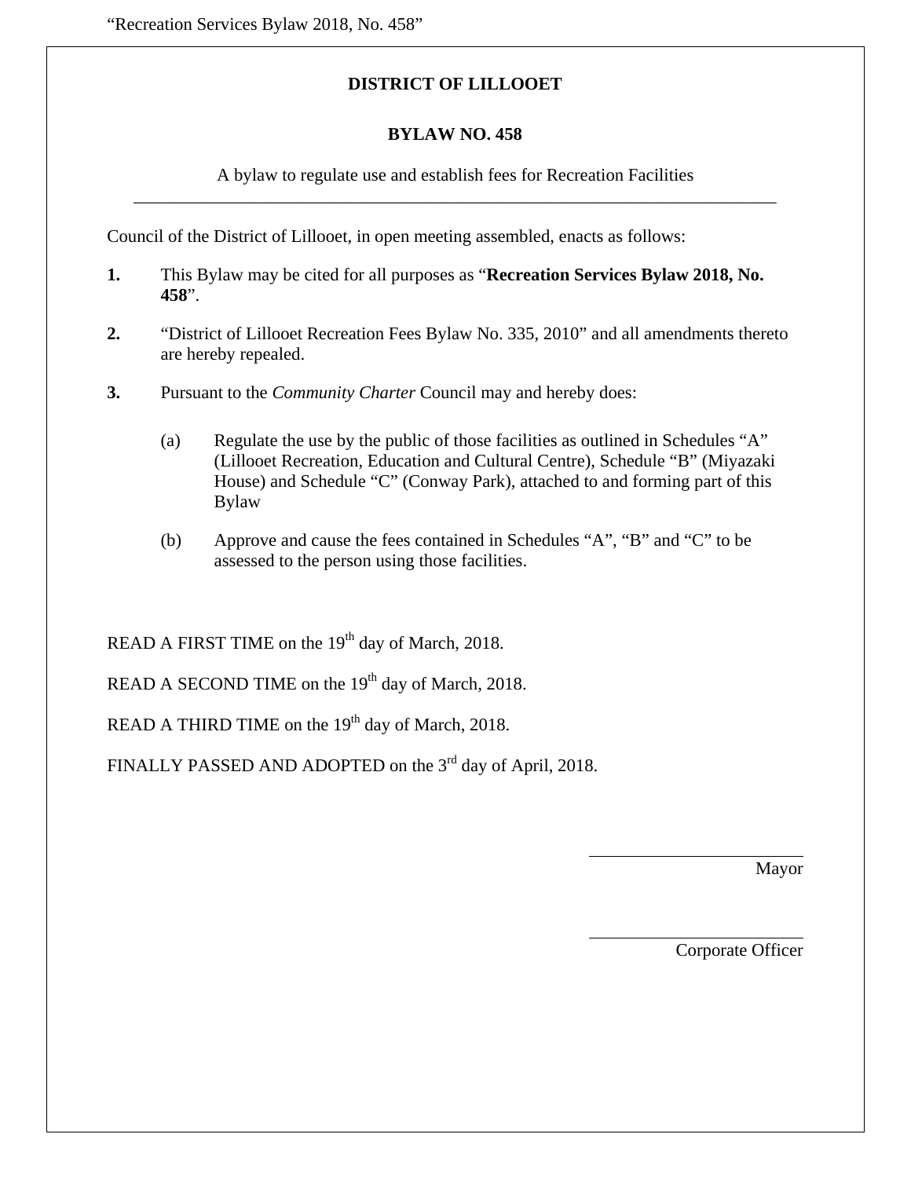# DISTRICT OF LILLOOET

## BYLAW NO. 458

A bylaw to regulate use and establish fees for Recreation Facilities

---

Council of the District of Lillooet, in open meeting assembled, enacts as follows:

**1.** This Bylaw may be cited for all purposes as "**Recreation Services Bylaw 2018, No. 458**".

**2.** "District of Lillooet Recreation Fees Bylaw No. 335, 2010" and all amendments thereto are hereby repealed.

**3.** Pursuant to the *Community Charter* Council may and hereby does:

(a) Regulate the use by the public of those facilities as outlined in Schedules "A" (Lillooet Recreation, Education and Cultural Centre), Schedule "B" (Miyazaki House) and Schedule "C" (Conway Park), attached to and forming part of this Bylaw

(b) Approve and cause the fees contained in Schedules "A", "B" and "C" to be assessed to the person using those facilities.

READ A FIRST TIME on the 19th day of March, 2018.

READ A SECOND TIME on the 19th day of March, 2018.

READ A THIRD TIME on the 19th day of March, 2018.

FINALLY PASSED AND ADOPTED on the 3rd day of April, 2018.

\_\_\_\_\_\_\_\_\_\_\_\_\_\_\_\_\_\_\_\_\_\_\_\_
Mayor

\_\_\_\_\_\_\_\_\_\_\_\_\_\_\_\_\_\_\_\_\_\_\_\_
Corporate Officer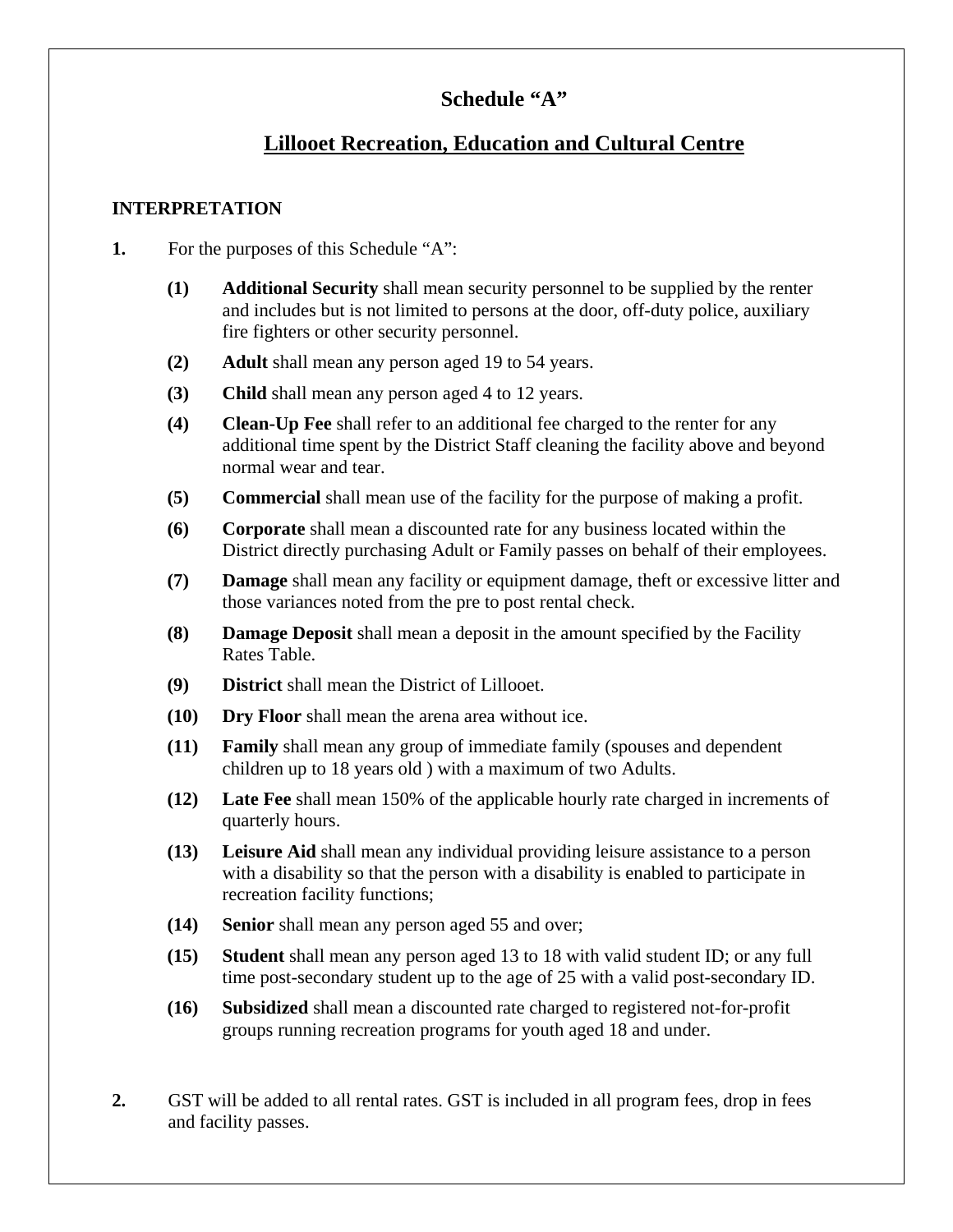# Schedule "A"

## Lillooet Recreation, Education and Cultural Centre

### INTERPRETATION

**1.** For the purposes of this Schedule "A":

**(1)** **Additional Security** shall mean security personnel to be supplied by the renter and includes but is not limited to persons at the door, off-duty police, auxiliary fire fighters or other security personnel.

**(2)** **Adult** shall mean any person aged 19 to 54 years.

**(3)** **Child** shall mean any person aged 4 to 12 years.

**(4)** **Clean-Up Fee** shall refer to an additional fee charged to the renter for any additional time spent by the District Staff cleaning the facility above and beyond normal wear and tear.

**(5)** **Commercial** shall mean use of the facility for the purpose of making a profit.

**(6)** **Corporate** shall mean a discounted rate for any business located within the District directly purchasing Adult or Family passes on behalf of their employees.

**(7)** **Damage** shall mean any facility or equipment damage, theft or excessive litter and those variances noted from the pre to post rental check.

**(8)** **Damage Deposit** shall mean a deposit in the amount specified by the Facility Rates Table.

**(9)** **District** shall mean the District of Lillooet.

**(10)** **Dry Floor** shall mean the arena area without ice.

**(11)** **Family** shall mean any group of immediate family (spouses and dependent children up to 18 years old ) with a maximum of two Adults.

**(12)** **Late Fee** shall mean 150% of the applicable hourly rate charged in increments of quarterly hours.

**(13)** **Leisure Aid** shall mean any individual providing leisure assistance to a person with a disability so that the person with a disability is enabled to participate in recreation facility functions;

**(14)** **Senior** shall mean any person aged 55 and over;

**(15)** **Student** shall mean any person aged 13 to 18 with valid student ID; or any full time post-secondary student up to the age of 25 with a valid post-secondary ID.

**(16)** **Subsidized** shall mean a discounted rate charged to registered not-for-profit groups running recreation programs for youth aged 18 and under.

**2.** GST will be added to all rental rates. GST is included in all program fees, drop in fees and facility passes.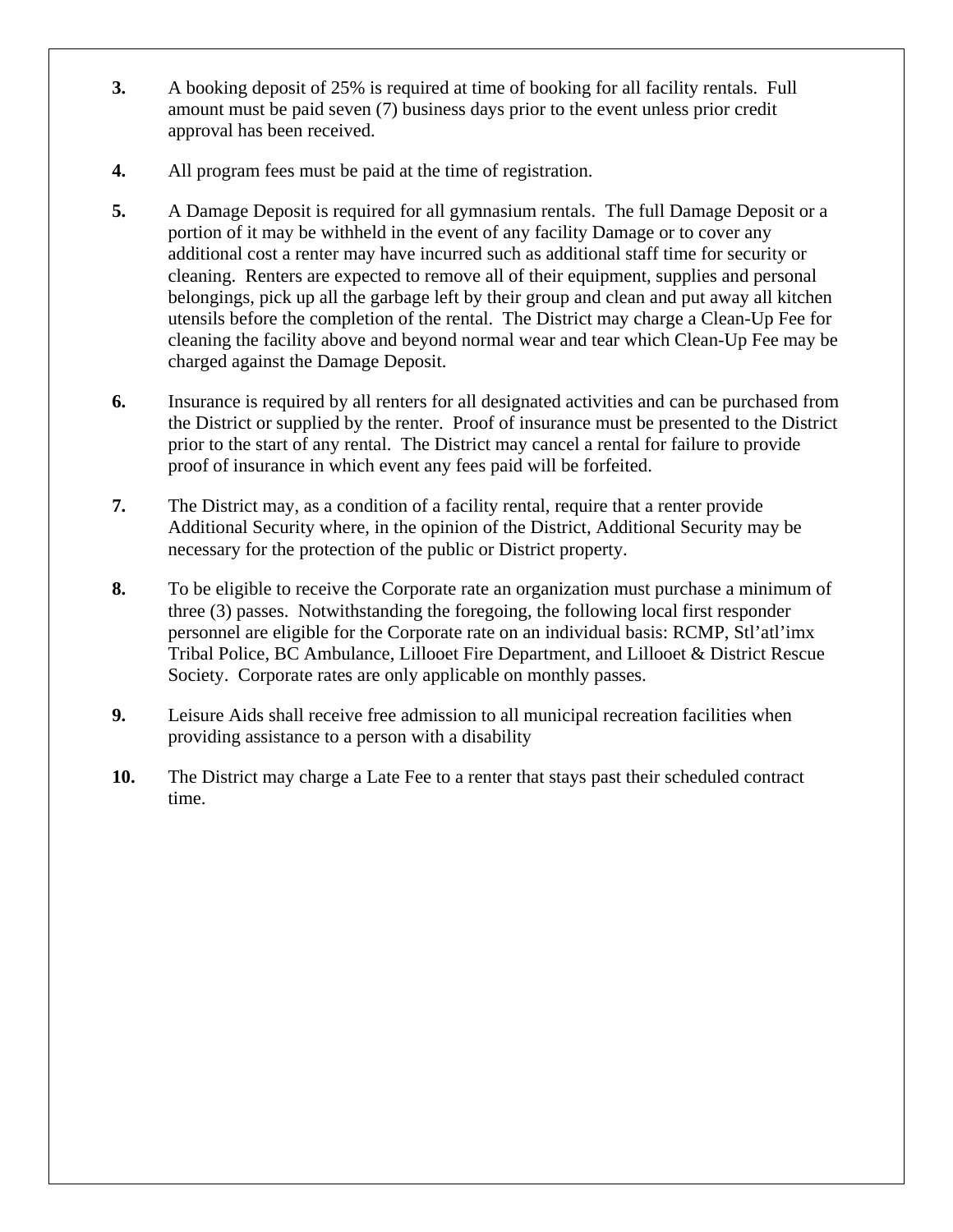**3.** A booking deposit of 25% is required at time of booking for all facility rentals. Full amount must be paid seven (7) business days prior to the event unless prior credit approval has been received.

**4.** All program fees must be paid at the time of registration.

**5.** A Damage Deposit is required for all gymnasium rentals. The full Damage Deposit or a portion of it may be withheld in the event of any facility Damage or to cover any additional cost a renter may have incurred such as additional staff time for security or cleaning. Renters are expected to remove all of their equipment, supplies and personal belongings, pick up all the garbage left by their group and clean and put away all kitchen utensils before the completion of the rental. The District may charge a Clean-Up Fee for cleaning the facility above and beyond normal wear and tear which Clean-Up Fee may be charged against the Damage Deposit.

**6.** Insurance is required by all renters for all designated activities and can be purchased from the District or supplied by the renter. Proof of insurance must be presented to the District prior to the start of any rental. The District may cancel a rental for failure to provide proof of insurance in which event any fees paid will be forfeited.

**7.** The District may, as a condition of a facility rental, require that a renter provide Additional Security where, in the opinion of the District, Additional Security may be necessary for the protection of the public or District property.

**8.** To be eligible to receive the Corporate rate an organization must purchase a minimum of three (3) passes. Notwithstanding the foregoing, the following local first responder personnel are eligible for the Corporate rate on an individual basis: RCMP, Stl'atl'imx Tribal Police, BC Ambulance, Lillooet Fire Department, and Lillooet & District Rescue Society. Corporate rates are only applicable on monthly passes.

**9.** Leisure Aids shall receive free admission to all municipal recreation facilities when providing assistance to a person with a disability

**10.** The District may charge a Late Fee to a renter that stays past their scheduled contract time.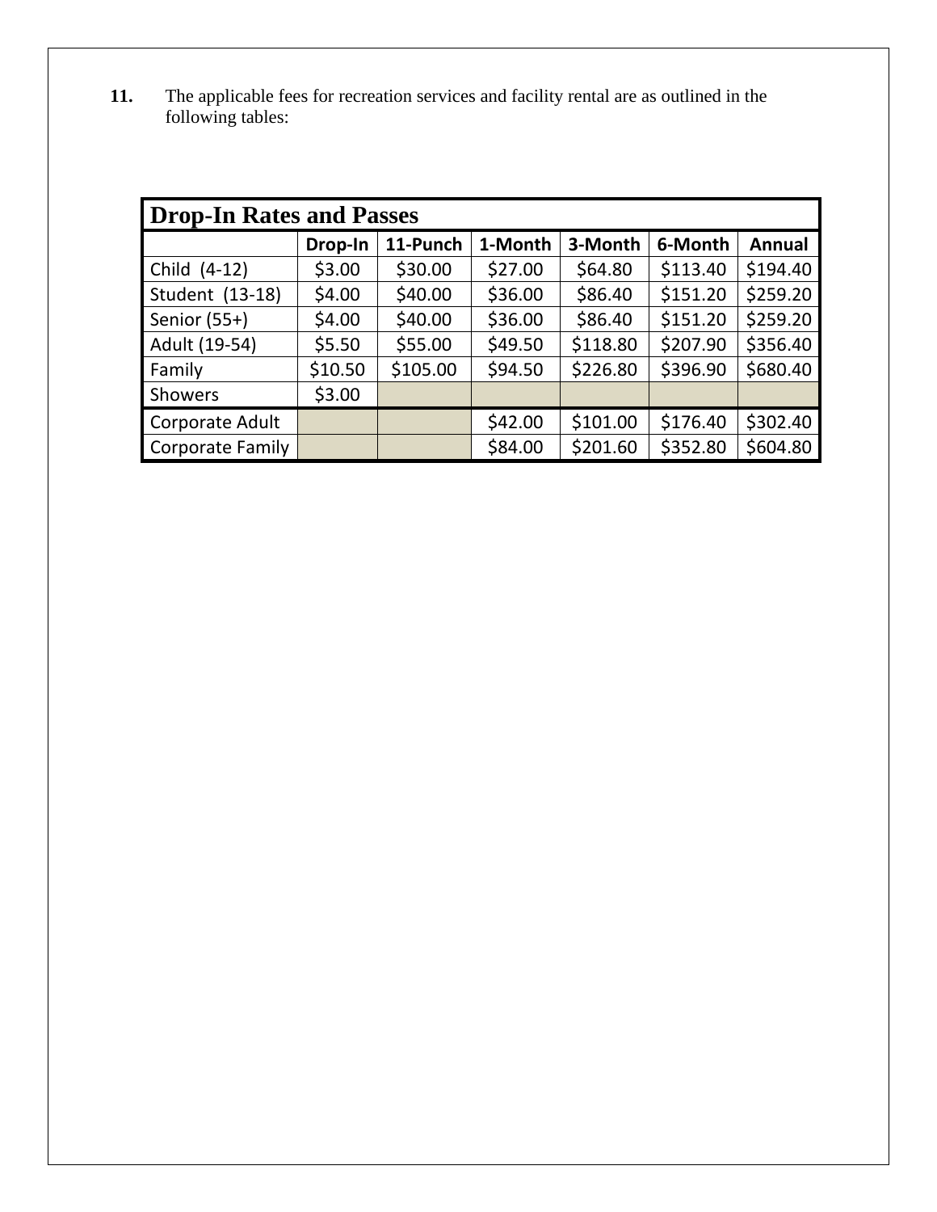**11.** The applicable fees for recreation services and facility rental are as outlined in the following tables:

| Drop-In Rates and Passes | | | | | | |
|---|---|---|---|---|---|---|
| | **Drop-In** | **11-Punch** | **1-Month** | **3-Month** | **6-Month** | **Annual** |
| Child (4-12) | $3.00 | $30.00 | $27.00 | $64.80 | $113.40 | $194.40 |
| Student (13-18) | $4.00 | $40.00 | $36.00 | $86.40 | $151.20 | $259.20 |
| Senior (55+) | $4.00 | $40.00 | $36.00 | $86.40 | $151.20 | $259.20 |
| Adult (19-54) | $5.50 | $55.00 | $49.50 | $118.80 | $207.90 | $356.40 |
| Family | $10.50 | $105.00 | $94.50 | $226.80 | $396.90 | $680.40 |
| Showers | $3.00 | | | | | |
| Corporate Adult | | | $42.00 | $101.00 | $176.40 | $302.40 |
| Corporate Family | | | $84.00 | $201.60 | $352.80 | $604.80 |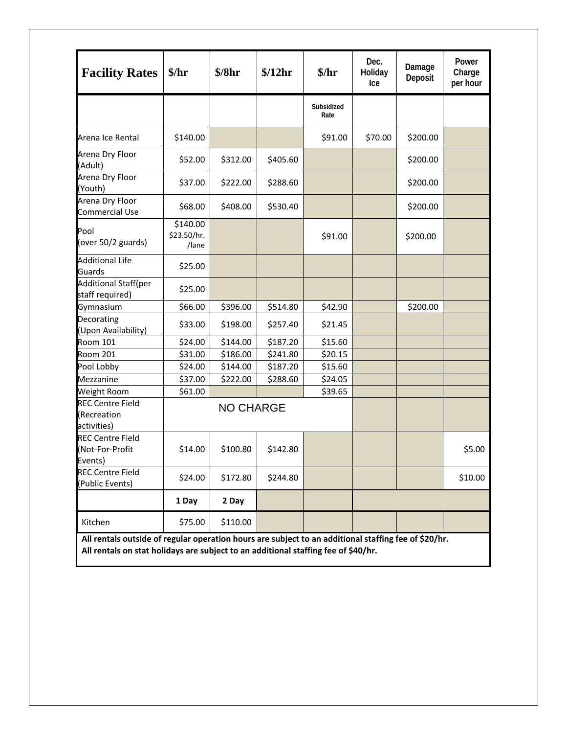| Facility Rates | $/hr | $/8hr | $/12hr | $/hr | Dec. Holiday Ice | Damage Deposit | Power Charge per hour |
|---|---|---|---|---|---|---|---|
| | | | | Subsidized Rate | | | |
| Arena Ice Rental | $140.00 | | | $91.00 | $70.00 | $200.00 | |
| Arena Dry Floor (Adult) | $52.00 | $312.00 | $405.60 | | | $200.00 | |
| Arena Dry Floor (Youth) | $37.00 | $222.00 | $288.60 | | | $200.00 | |
| Arena Dry Floor Commercial Use | $68.00 | $408.00 | $530.40 | | | $200.00 | |
| Pool (over 50/2 guards) | $140.00 $23.50/hr. /lane | | | $91.00 | | $200.00 | |
| Additional Life Guards | $25.00 | | | | | | |
| Additional Staff(per staff required) | $25.00 | | | | | | |
| Gymnasium | $66.00 | $396.00 | $514.80 | $42.90 | | $200.00 | |
| Decorating (Upon Availability) | $33.00 | $198.00 | $257.40 | $21.45 | | | |
| Room 101 | $24.00 | $144.00 | $187.20 | $15.60 | | | |
| Room 201 | $31.00 | $186.00 | $241.80 | $20.15 | | | |
| Pool Lobby | $24.00 | $144.00 | $187.20 | $15.60 | | | |
| Mezzanine | $37.00 | $222.00 | $288.60 | $24.05 | | | |
| Weight Room | $61.00 | | | $39.65 | | | |
| REC Centre Field (Recreation activities) | NO CHARGE | | | | | | |
| REC Centre Field (Not-For-Profit Events) | $14.00 | $100.80 | $142.80 | | | | $5.00 |
| REC Centre Field (Public Events) | $24.00 | $172.80 | $244.80 | | | | $10.00 |
| | **1 Day** | **2 Day** | | | | | |
| Kitchen | $75.00 | $110.00 | | | | | |

**All rentals outside of regular operation hours are subject to an additional staffing fee of $20/hr.**
**All rentals on stat holidays are subject to an additional staffing fee of $40/hr.**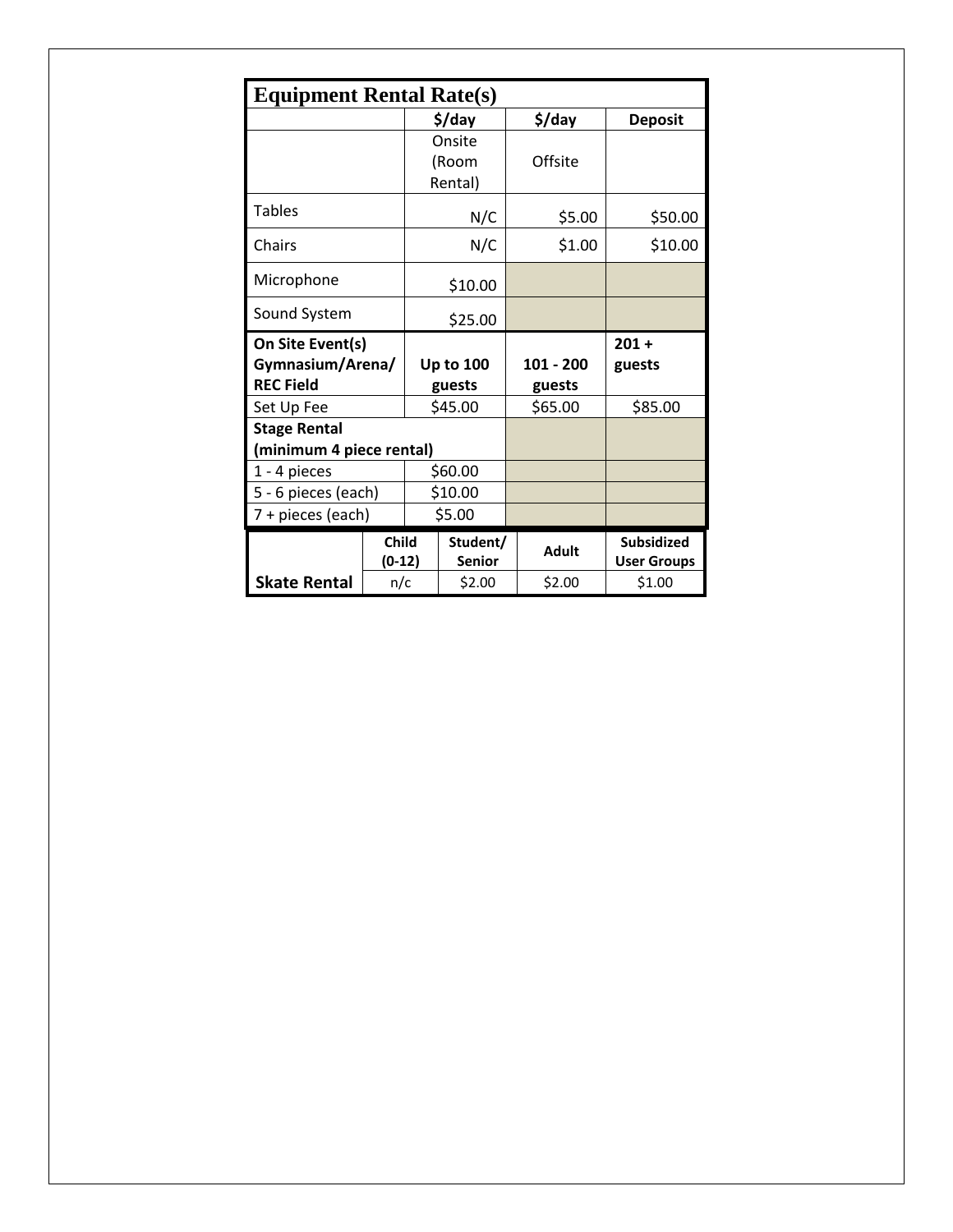## Equipment Rental Rate(s)

| | $/day | $/day | Deposit |
|---|---|---|---|
| | Onsite (Room Rental) | Offsite | |
| Tables | N/C | $5.00 | $50.00 |
| Chairs | N/C | $1.00 | $10.00 |
| Microphone | $10.00 | | |
| Sound System | $25.00 | | |
| **On Site Event(s) Gymnasium/Arena/ REC Field** | **Up to 100 guests** | **101 - 200 guests** | **201 + guests** |
| Set Up Fee | $45.00 | $65.00 | $85.00 |
| **Stage Rental (minimum 4 piece rental)** | | | |
| 1 - 4 pieces | $60.00 | | |
| 5 - 6 pieces (each) | $10.00 | | |
| 7 + pieces (each) | $5.00 | | |

| | Child (0-12) | Student/ Senior | Adult | Subsidized User Groups |
|---|---|---|---|---|
| **Skate Rental** | n/c | $2.00 | $2.00 | $1.00 |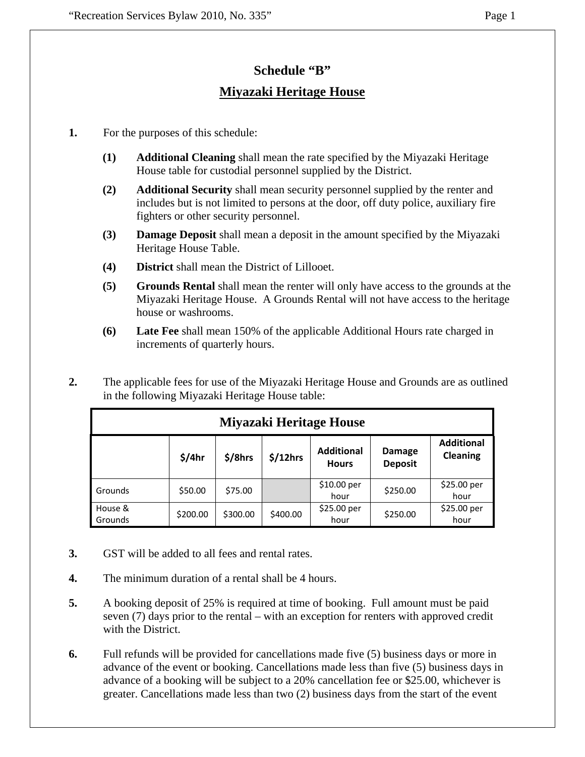# Schedule "B"

## Miyazaki Heritage House

**1.** For the purposes of this schedule:

**(1)** **Additional Cleaning** shall mean the rate specified by the Miyazaki Heritage House table for custodial personnel supplied by the District.

**(2)** **Additional Security** shall mean security personnel supplied by the renter and includes but is not limited to persons at the door, off duty police, auxiliary fire fighters or other security personnel.

**(3)** **Damage Deposit** shall mean a deposit in the amount specified by the Miyazaki Heritage House Table.

**(4)** **District** shall mean the District of Lillooet.

**(5)** **Grounds Rental** shall mean the renter will only have access to the grounds at the Miyazaki Heritage House. A Grounds Rental will not have access to the heritage house or washrooms.

**(6)** **Late Fee** shall mean 150% of the applicable Additional Hours rate charged in increments of quarterly hours.

**2.** The applicable fees for use of the Miyazaki Heritage House and Grounds are as outlined in the following Miyazaki Heritage House table:

| Miyazaki Heritage House | | | | | | |
|---|---|---|---|---|---|---|
| | **$/4hr** | **$/8hrs** | **$/12hrs** | **Additional Hours** | **Damage Deposit** | **Additional Cleaning** |
| Grounds | $50.00 | $75.00 | | $10.00 per hour | $250.00 | $25.00 per hour |
| House & Grounds | $200.00 | $300.00 | $400.00 | $25.00 per hour | $250.00 | $25.00 per hour |

**3.** GST will be added to all fees and rental rates.

**4.** The minimum duration of a rental shall be 4 hours.

**5.** A booking deposit of 25% is required at time of booking. Full amount must be paid seven (7) days prior to the rental – with an exception for renters with approved credit with the District.

**6.** Full refunds will be provided for cancellations made five (5) business days or more in advance of the event or booking. Cancellations made less than five (5) business days in advance of a booking will be subject to a 20% cancellation fee or $25.00, whichever is greater. Cancellations made less than two (2) business days from the start of the event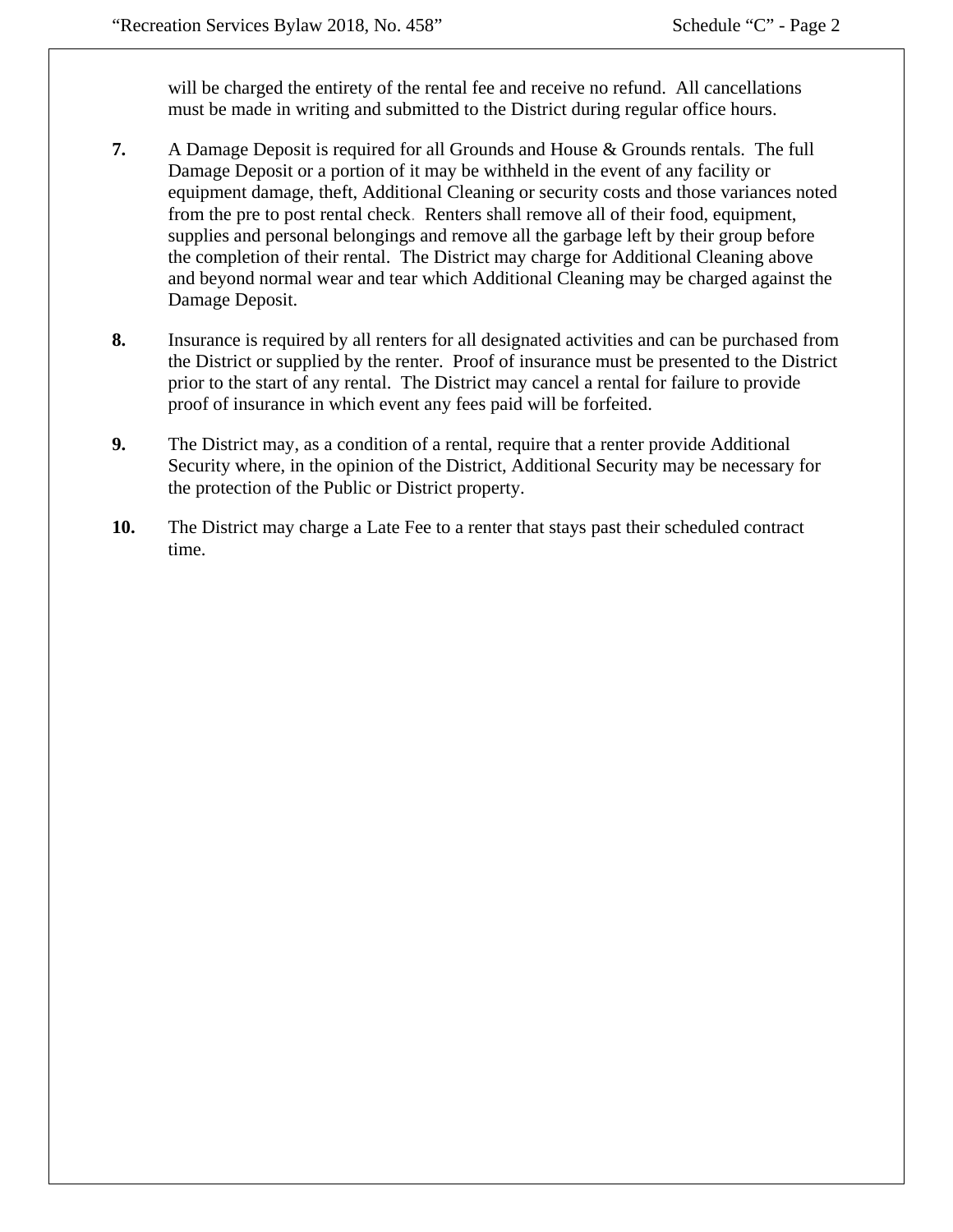will be charged the entirety of the rental fee and receive no refund. All cancellations must be made in writing and submitted to the District during regular office hours.

**7.** A Damage Deposit is required for all Grounds and House & Grounds rentals. The full Damage Deposit or a portion of it may be withheld in the event of any facility or equipment damage, theft, Additional Cleaning or security costs and those variances noted from the pre to post rental check. Renters shall remove all of their food, equipment, supplies and personal belongings and remove all the garbage left by their group before the completion of their rental. The District may charge for Additional Cleaning above and beyond normal wear and tear which Additional Cleaning may be charged against the Damage Deposit.

**8.** Insurance is required by all renters for all designated activities and can be purchased from the District or supplied by the renter. Proof of insurance must be presented to the District prior to the start of any rental. The District may cancel a rental for failure to provide proof of insurance in which event any fees paid will be forfeited.

**9.** The District may, as a condition of a rental, require that a renter provide Additional Security where, in the opinion of the District, Additional Security may be necessary for the protection of the Public or District property.

**10.** The District may charge a Late Fee to a renter that stays past their scheduled contract time.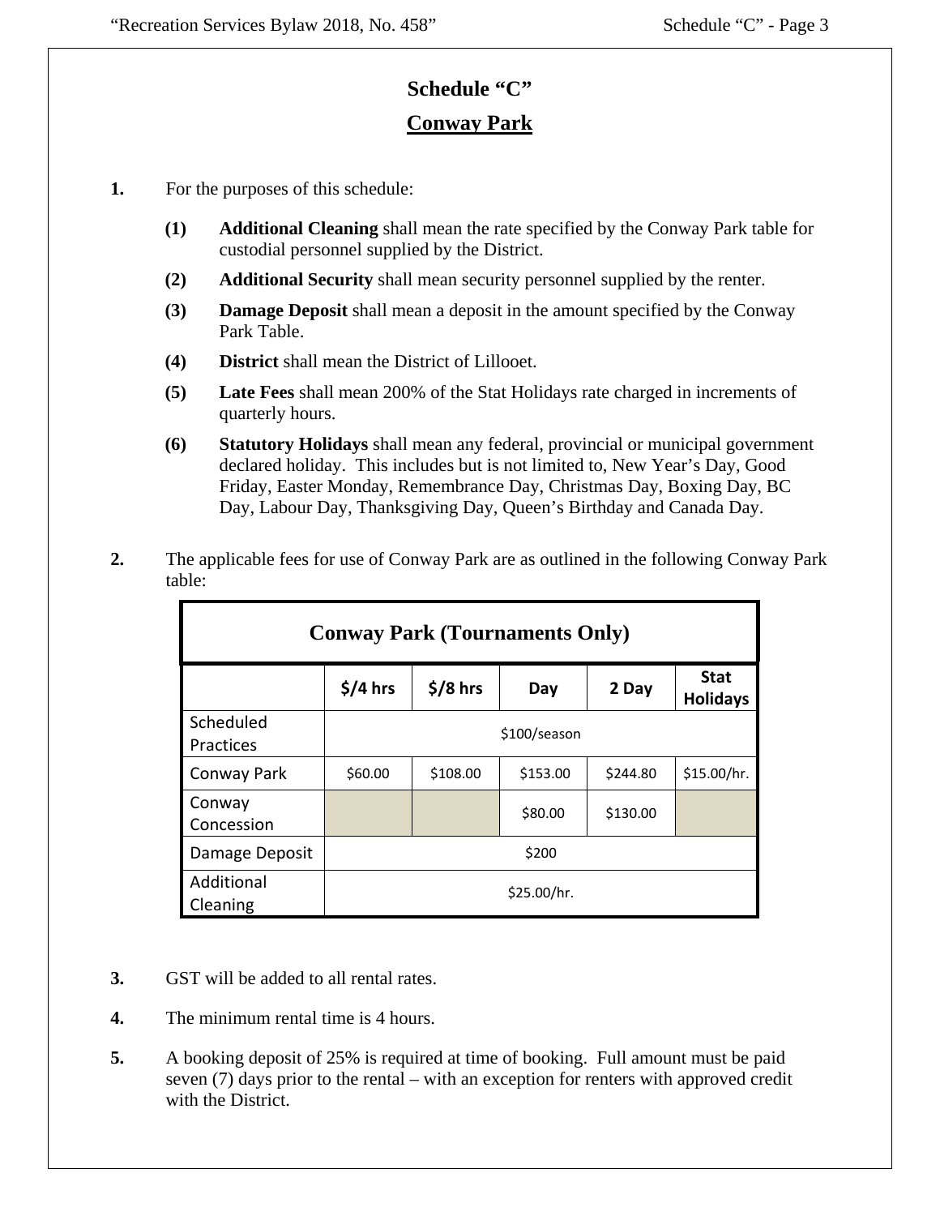# Schedule "C"

## Conway Park

**1.** For the purposes of this schedule:

**(1)** **Additional Cleaning** shall mean the rate specified by the Conway Park table for custodial personnel supplied by the District.

**(2)** **Additional Security** shall mean security personnel supplied by the renter.

**(3)** **Damage Deposit** shall mean a deposit in the amount specified by the Conway Park Table.

**(4)** **District** shall mean the District of Lillooet.

**(5)** **Late Fees** shall mean 200% of the Stat Holidays rate charged in increments of quarterly hours.

**(6)** **Statutory Holidays** shall mean any federal, provincial or municipal government declared holiday. This includes but is not limited to, New Year's Day, Good Friday, Easter Monday, Remembrance Day, Christmas Day, Boxing Day, BC Day, Labour Day, Thanksgiving Day, Queen's Birthday and Canada Day.

**2.** The applicable fees for use of Conway Park are as outlined in the following Conway Park table:

**Conway Park (Tournaments Only)**

| | $/4 hrs | $/8 hrs | Day | 2 Day | Stat Holidays |
|---|---|---|---|---|---|
| Scheduled Practices | $100/season | | | | |
| Conway Park | $60.00 | $108.00 | $153.00 | $244.80 | $15.00/hr. |
| Conway Concession | | | $80.00 | $130.00 | |
| Damage Deposit | $200 | | | | |
| Additional Cleaning | $25.00/hr. | | | | |

**3.** GST will be added to all rental rates.

**4.** The minimum rental time is 4 hours.

**5.** A booking deposit of 25% is required at time of booking. Full amount must be paid seven (7) days prior to the rental – with an exception for renters with approved credit with the District.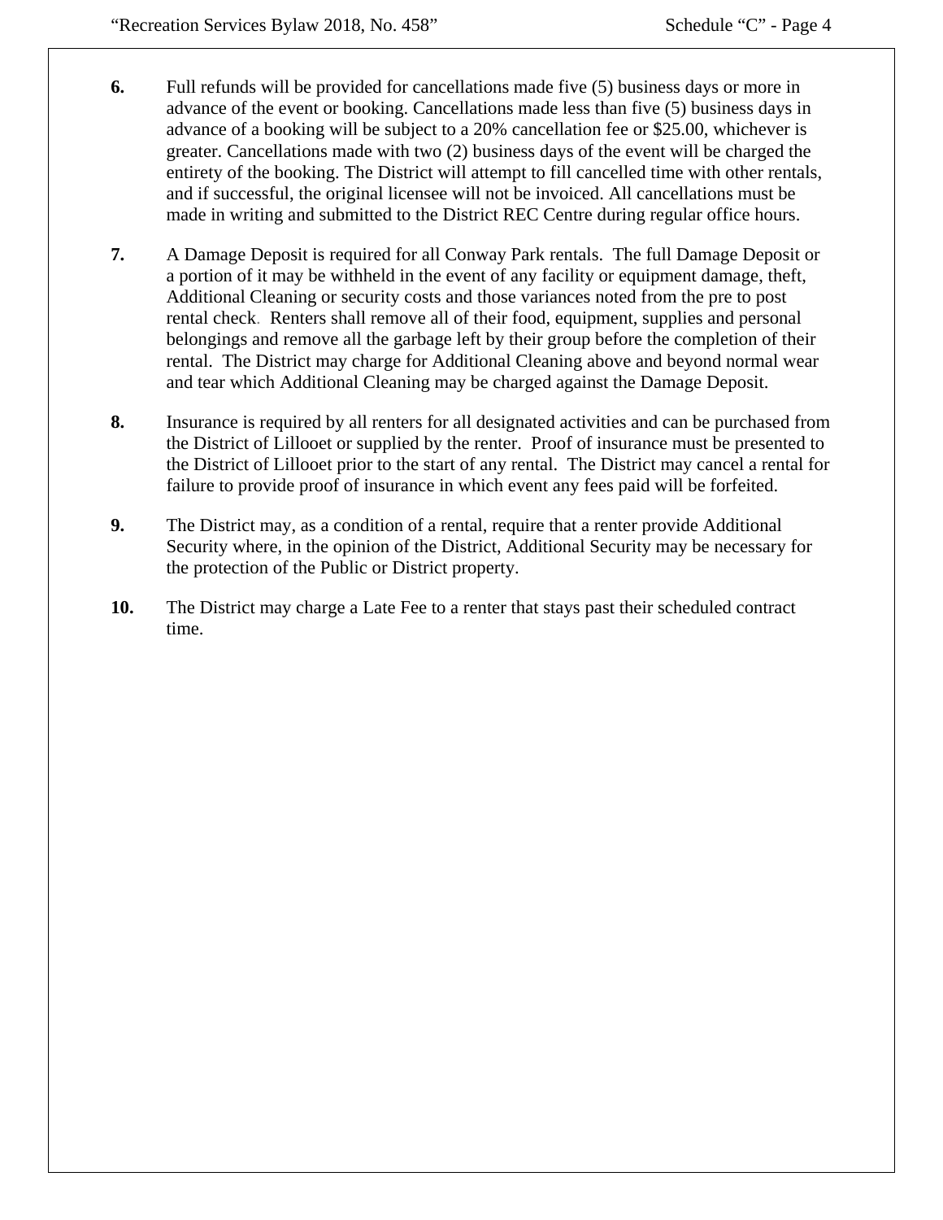**6.** Full refunds will be provided for cancellations made five (5) business days or more in advance of the event or booking. Cancellations made less than five (5) business days in advance of a booking will be subject to a 20% cancellation fee or $25.00, whichever is greater. Cancellations made with two (2) business days of the event will be charged the entirety of the booking. The District will attempt to fill cancelled time with other rentals, and if successful, the original licensee will not be invoiced. All cancellations must be made in writing and submitted to the District REC Centre during regular office hours.

**7.** A Damage Deposit is required for all Conway Park rentals. The full Damage Deposit or a portion of it may be withheld in the event of any facility or equipment damage, theft, Additional Cleaning or security costs and those variances noted from the pre to post rental check. Renters shall remove all of their food, equipment, supplies and personal belongings and remove all the garbage left by their group before the completion of their rental. The District may charge for Additional Cleaning above and beyond normal wear and tear which Additional Cleaning may be charged against the Damage Deposit.

**8.** Insurance is required by all renters for all designated activities and can be purchased from the District of Lillooet or supplied by the renter. Proof of insurance must be presented to the District of Lillooet prior to the start of any rental. The District may cancel a rental for failure to provide proof of insurance in which event any fees paid will be forfeited.

**9.** The District may, as a condition of a rental, require that a renter provide Additional Security where, in the opinion of the District, Additional Security may be necessary for the protection of the Public or District property.

**10.** The District may charge a Late Fee to a renter that stays past their scheduled contract time.